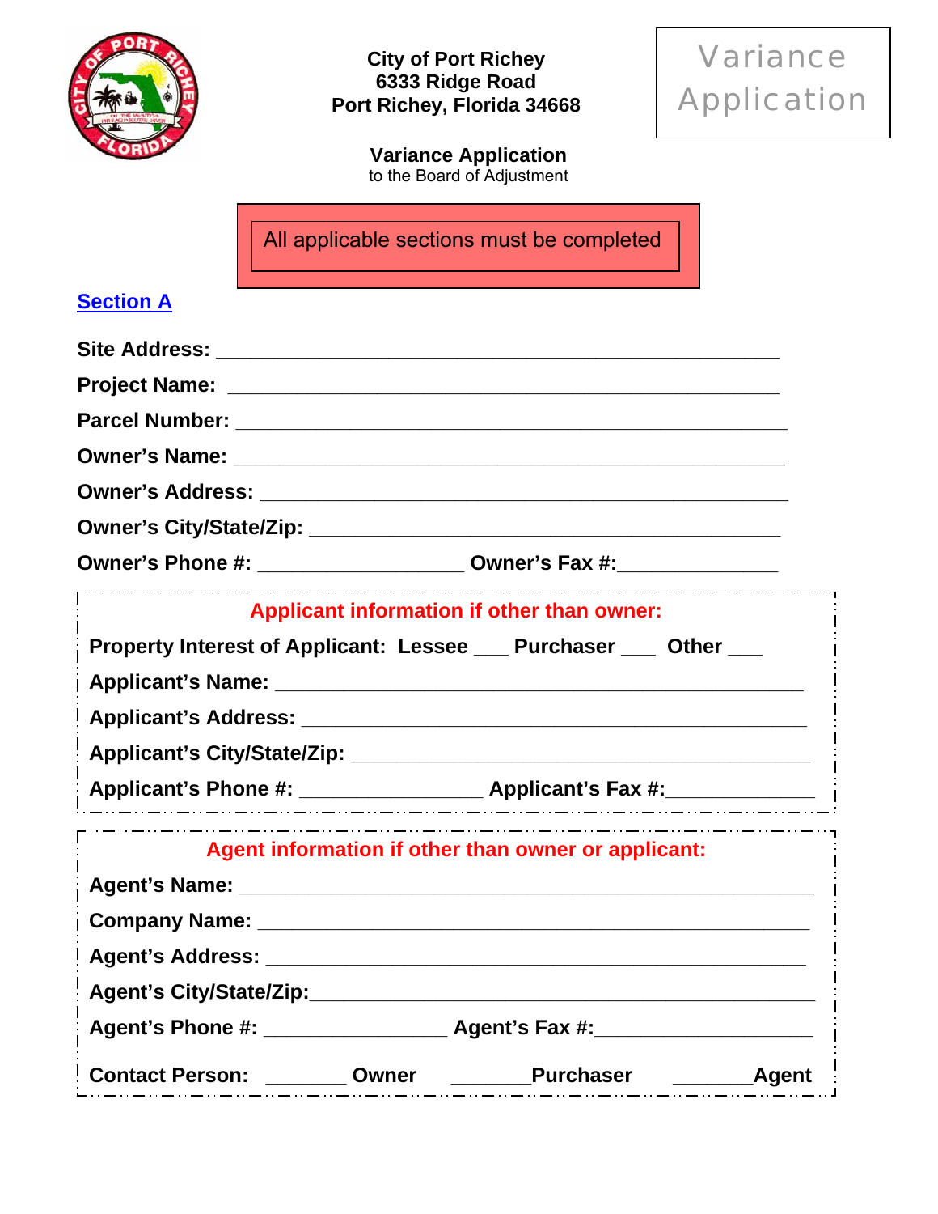City of Port Richey
6333 Ridge Road
Port Richey, Florida 34668

Variance Application

**Variance Application**
to the Board of Adjustment

All applicable sections must be completed

## Section A

**Site Address:** ____________________________________________

**Project Name:** ____________________________________________

**Parcel Number:** ____________________________________________

**Owner's Name:** ____________________________________________

**Owner's Address:** ____________________________________________

**Owner's City/State/Zip:** ____________________________________________

**Owner's Phone #:** __________________ **Owner's Fax #:**______________

**Applicant information if other than owner:**

**Property Interest of Applicant: Lessee ___ Purchaser ___ Other ___**

**Applicant's Name:** ____________________________________________

**Applicant's Address:** ____________________________________________

**Applicant's City/State/Zip:** ____________________________________________

**Applicant's Phone #:** ________________ **Applicant's Fax #:**_____________

**Agent information if other than owner or applicant:**

**Agent's Name:** ____________________________________________

**Company Name:** ____________________________________________

**Agent's Address:** ____________________________________________

**Agent's City/State/Zip:**____________________________________________

**Agent's Phone #:** ________________ **Agent's Fax #:**___________________

**Contact Person:** _______ **Owner** _______**Purchaser** _______**Agent**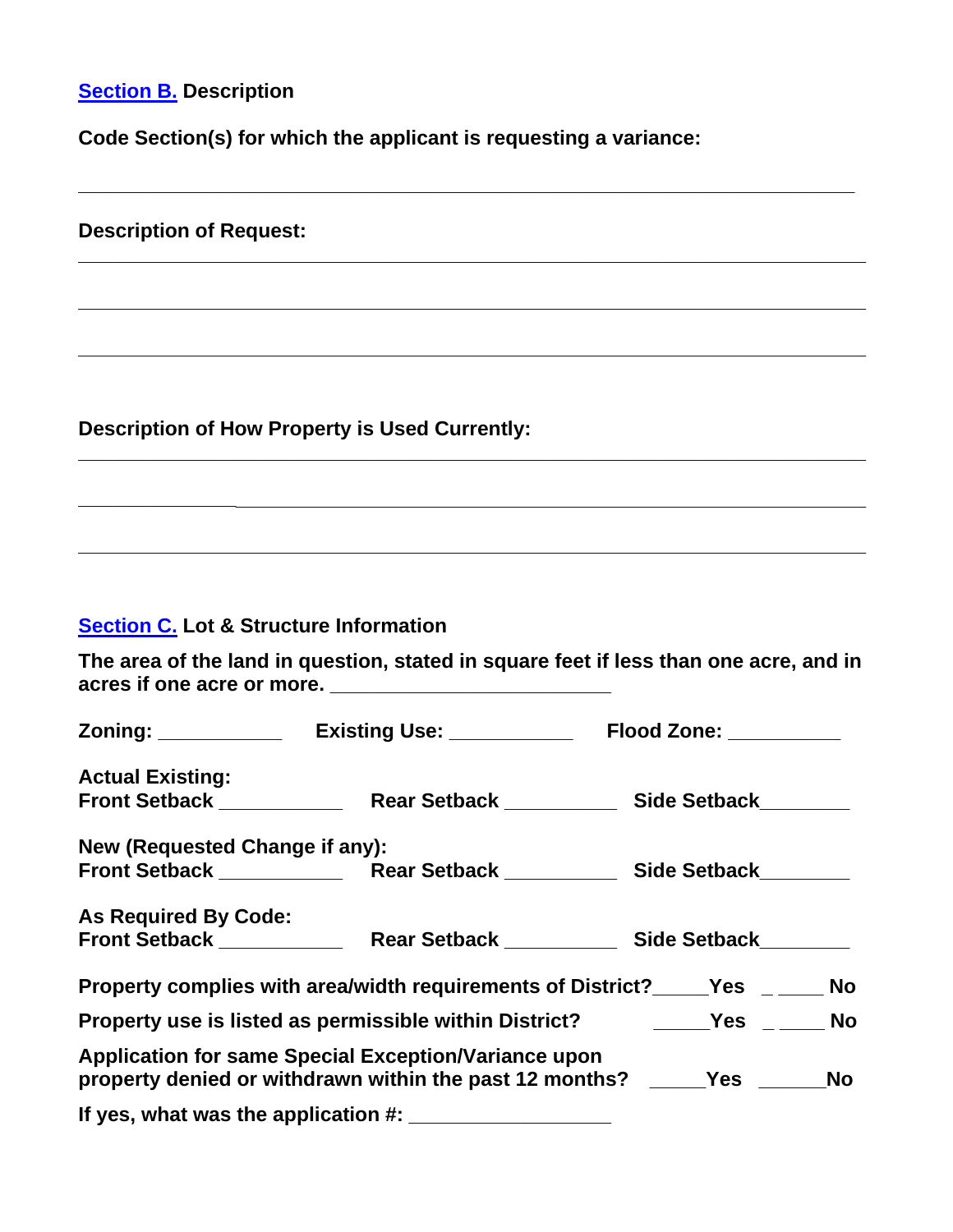## Section B. Description

**Code Section(s) for which the applicant is requesting a variance:**

______________________________________________________________________

**Description of Request:**

______________________________________________________________________

______________________________________________________________________

______________________________________________________________________

**Description of How Property is Used Currently:**

______________________________________________________________________

______________________________________________________________________

______________________________________________________________________

## Section C. Lot & Structure Information

**The area of the land in question, stated in square feet if less than one acre, and in acres if one acre or more.** ______________________

**Zoning:** __________ **Existing Use:** __________ **Flood Zone:** __________

**Actual Existing:**
**Front Setback** __________ **Rear Setback** __________ **Side Setback** ________

**New (Requested Change if any):**
**Front Setback** __________ **Rear Setback** __________ **Side Setback** ________

**As Required By Code:**
**Front Setback** __________ **Rear Setback** __________ **Side Setback** ________

**Property complies with area/width requirements of District?** _____**Yes** _ ____ **No**

**Property use is listed as permissible within District?** _____**Yes** _ ____ **No**

**Application for same Special Exception/Variance upon property denied or withdrawn within the past 12 months?** _____**Yes** ______**No**

**If yes, what was the application #:** ________________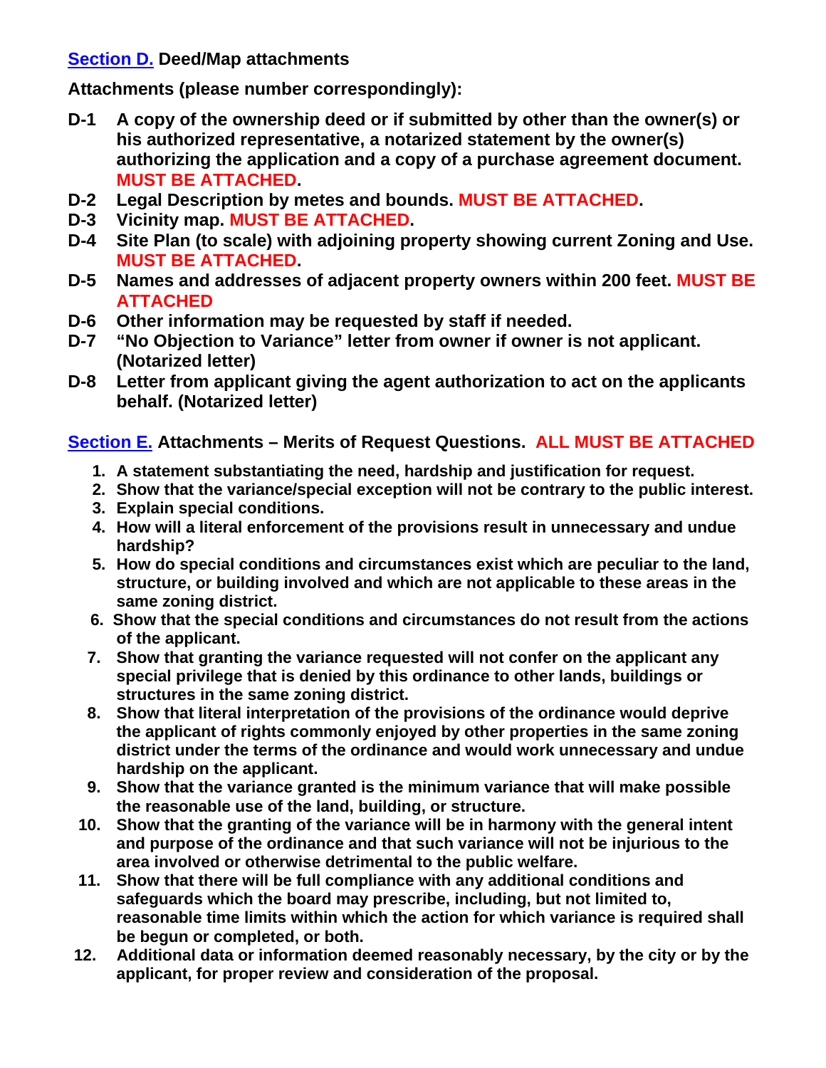**Section D.** **Deed/Map attachments**

**Attachments (please number correspondingly):**

- **D-1** **A copy of the ownership deed or if submitted by other than the owner(s) or his authorized representative, a notarized statement by the owner(s) authorizing the application and a copy of a purchase agreement document. MUST BE ATTACHED.**
- **D-2** **Legal Description by metes and bounds. MUST BE ATTACHED.**
- **D-3** **Vicinity map. MUST BE ATTACHED.**
- **D-4** **Site Plan (to scale) with adjoining property showing current Zoning and Use. MUST BE ATTACHED.**
- **D-5** **Names and addresses of adjacent property owners within 200 feet. MUST BE ATTACHED**
- **D-6** **Other information may be requested by staff if needed.**
- **D-7** **"No Objection to Variance" letter from owner if owner is not applicant. (Notarized letter)**
- **D-8** **Letter from applicant giving the agent authorization to act on the applicants behalf. (Notarized letter)**

**Section E.** **Attachments – Merits of Request Questions. ALL MUST BE ATTACHED**

1. **A statement substantiating the need, hardship and justification for request.**
2. **Show that the variance/special exception will not be contrary to the public interest.**
3. **Explain special conditions.**
4. **How will a literal enforcement of the provisions result in unnecessary and undue hardship?**
5. **How do special conditions and circumstances exist which are peculiar to the land, structure, or building involved and which are not applicable to these areas in the same zoning district.**
6. **Show that the special conditions and circumstances do not result from the actions of the applicant.**
7. **Show that granting the variance requested will not confer on the applicant any special privilege that is denied by this ordinance to other lands, buildings or structures in the same zoning district.**
8. **Show that literal interpretation of the provisions of the ordinance would deprive the applicant of rights commonly enjoyed by other properties in the same zoning district under the terms of the ordinance and would work unnecessary and undue hardship on the applicant.**
9. **Show that the variance granted is the minimum variance that will make possible the reasonable use of the land, building, or structure.**
10. **Show that the granting of the variance will be in harmony with the general intent and purpose of the ordinance and that such variance will not be injurious to the area involved or otherwise detrimental to the public welfare.**
11. **Show that there will be full compliance with any additional conditions and safeguards which the board may prescribe, including, but not limited to, reasonable time limits within which the action for which variance is required shall be begun or completed, or both.**
12. **Additional data or information deemed reasonably necessary, by the city or by the applicant, for proper review and consideration of the proposal.**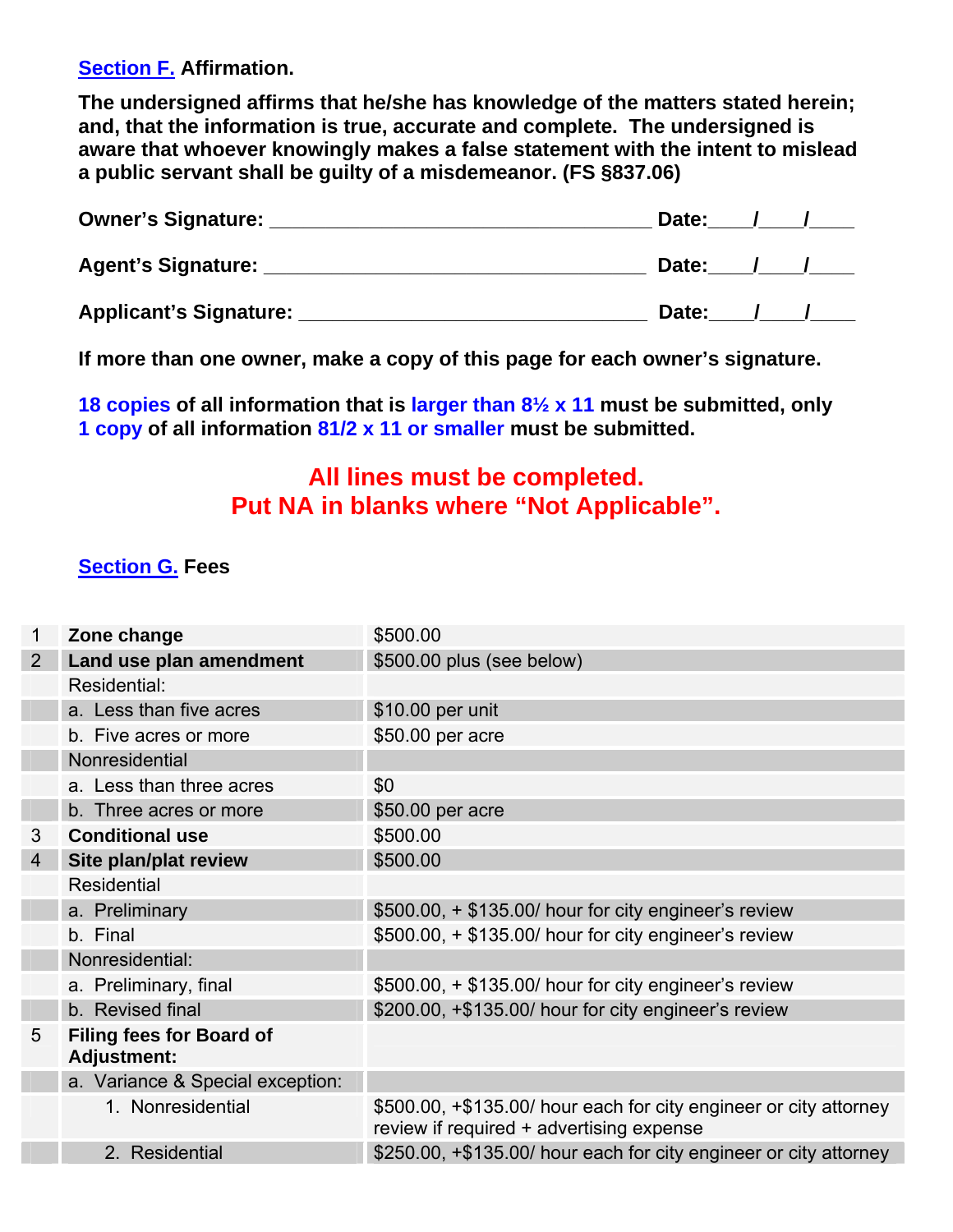**Section F.** **Affirmation.**

**The undersigned affirms that he/she has knowledge of the matters stated herein; and, that the information is true, accurate and complete. The undersigned is aware that whoever knowingly makes a false statement with the intent to mislead a public servant shall be guilty of a misdemeanor. (FS §837.06)**

**Owner's Signature:** ___________________________________ **Date:**____/____/____

**Agent's Signature:** ___________________________________ **Date:**____/____/____

**Applicant's Signature:** _______________________________ **Date:**____/____/____

**If more than one owner, make a copy of this page for each owner's signature.**

**18 copies of all information that is larger than 8½ x 11 must be submitted, only 1 copy of all information 81/2 x 11 or smaller must be submitted.**

**All lines must be completed.**
**Put NA in blanks where "Not Applicable".**

**Section G.** **Fees**

| | | |
|---|---|---|
| 1 | **Zone change** | $500.00 |
| 2 | **Land use plan amendment** | $500.00 plus (see below) |
| | Residential: | |
| | a. Less than five acres | $10.00 per unit |
| | b. Five acres or more | $50.00 per acre |
| | Nonresidential | |
| | a. Less than three acres | $0 |
| | b. Three acres or more | $50.00 per acre |
| 3 | **Conditional use** | $500.00 |
| 4 | **Site plan/plat review** | $500.00 |
| | Residential | |
| | a. Preliminary | $500.00, + $135.00/ hour for city engineer's review |
| | b. Final | $500.00, + $135.00/ hour for city engineer's review |
| | Nonresidential: | |
| | a. Preliminary, final | $500.00, + $135.00/ hour for city engineer's review |
| | b. Revised final | $200.00, +$135.00/ hour for city engineer's review |
| 5 | **Filing fees for Board of Adjustment:** | |
| | a. Variance & Special exception: | |
| | 1. Nonresidential | $500.00, +$135.00/ hour each for city engineer or city attorney review if required + advertising expense |
| | 2. Residential | $250.00, +$135.00/ hour each for city engineer or city attorney |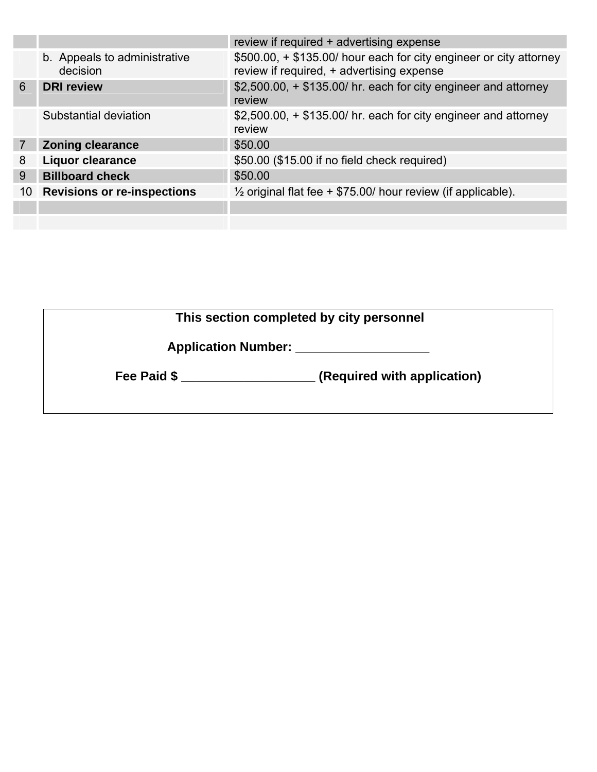| | | |
|---|---|---|
| | | review if required + advertising expense |
| | b. Appeals to administrative decision | $500.00, + $135.00/ hour each for city engineer or city attorney review if required, + advertising expense |
| 6 | **DRI review** | $2,500.00, + $135.00/ hr. each for city engineer and attorney review |
| | Substantial deviation | $2,500.00, + $135.00/ hr. each for city engineer and attorney review |
| 7 | **Zoning clearance** | $50.00 |
| 8 | **Liquor clearance** | $50.00 ($15.00 if no field check required) |
| 9 | **Billboard check** | $50.00 |
| 10 | **Revisions or re-inspections** | ½ original flat fee + $75.00/ hour review (if applicable). |
| | | |
| | | |

**This section completed by city personnel**

**Application Number: ____________________**

**Fee Paid $ ____________________ (Required with application)**